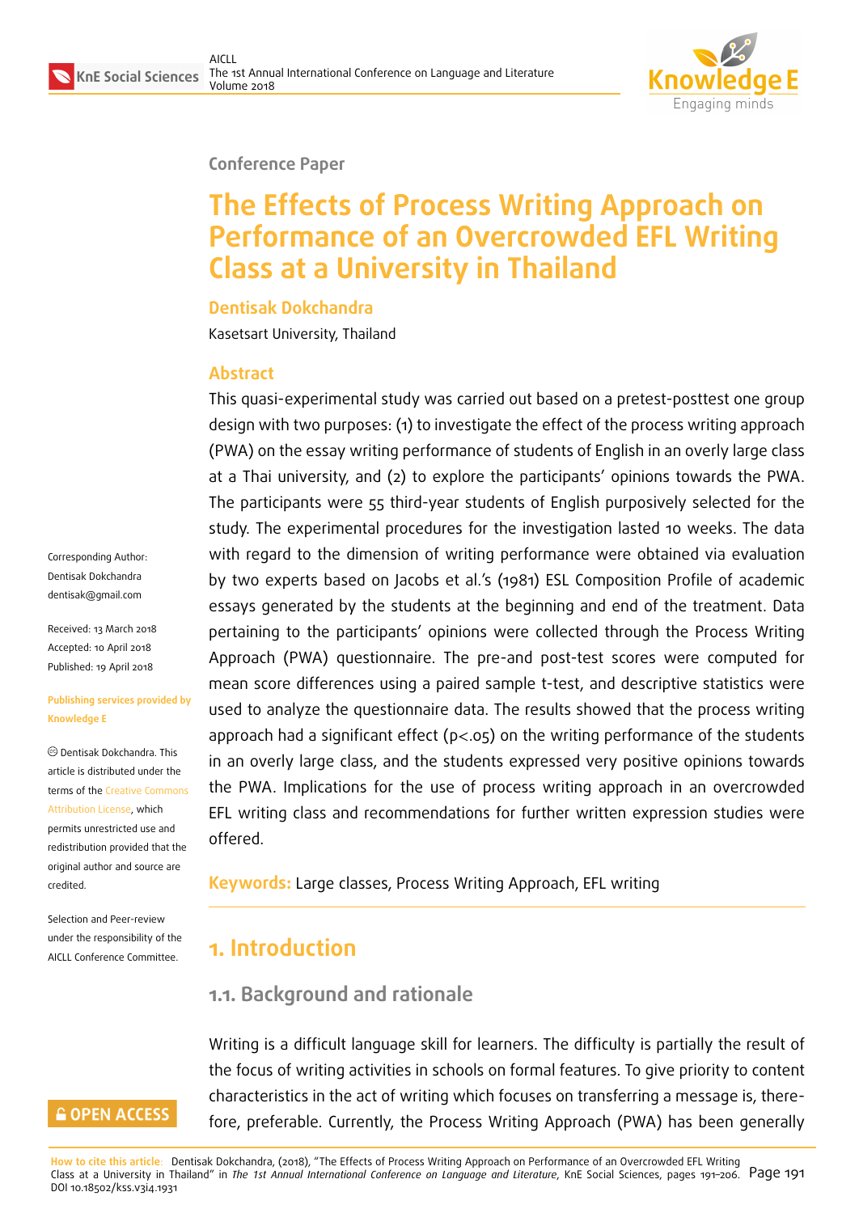Conference Paper

# The Effects of Process Writing Approach on Performance of an Overcrowded EFL Writing Class at a University in Thailand

**Dentisak Dokchandra**

Kasetsart University, Thailand

Corresponding Author: Dentisak Dokchandra dentisak@gmail.com

Received: 13 March 2018
Accepted: 10 April 2018
Published: 19 April 2018

**Publishing services provided by Knowledge E**

© Dentisak Dokchandra. This article is distributed under the terms of the Creative Commons Attribution License, which permits unrestricted use and redistribution provided that the original author and source are credited.

Selection and Peer-review under the responsibility of the AICLL Conference Committee.

## Abstract

This quasi-experimental study was carried out based on a pretest-posttest one group design with two purposes: (1) to investigate the effect of the process writing approach (PWA) on the essay writing performance of students of English in an overly large class at a Thai university, and (2) to explore the participants' opinions towards the PWA. The participants were 55 third-year students of English purposively selected for the study. The experimental procedures for the investigation lasted 10 weeks. The data with regard to the dimension of writing performance were obtained via evaluation by two experts based on Jacobs et al.'s (1981) ESL Composition Profile of academic essays generated by the students at the beginning and end of the treatment. Data pertaining to the participants' opinions were collected through the Process Writing Approach (PWA) questionnaire. The pre-and post-test scores were computed for mean score differences using a paired sample t-test, and descriptive statistics were used to analyze the questionnaire data. The results showed that the process writing approach had a significant effect ($p<.05$) on the writing performance of the students in an overly large class, and the students expressed very positive opinions towards the PWA. Implications for the use of process writing approach in an overcrowded EFL writing class and recommendations for further written expression studies were offered.

**Keywords:** Large classes, Process Writing Approach, EFL writing

## 1. Introduction

### 1.1. Background and rationale

Writing is a difficult language skill for learners. The difficulty is partially the result of the focus of writing activities in schools on formal features. To give priority to content characteristics in the act of writing which focuses on transferring a message is, therefore, preferable. Currently, the Process Writing Approach (PWA) has been generally

How to cite this article: Dentisak Dokchandra, (2018), "The Effects of Process Writing Approach on Performance of an Overcrowded EFL Writing Class at a University in Thailand" in *The 1st Annual International Conference on Language and Literature*, KnE Social Sciences, pages 191–206. DOI 10.18502/kss.v3i4.1931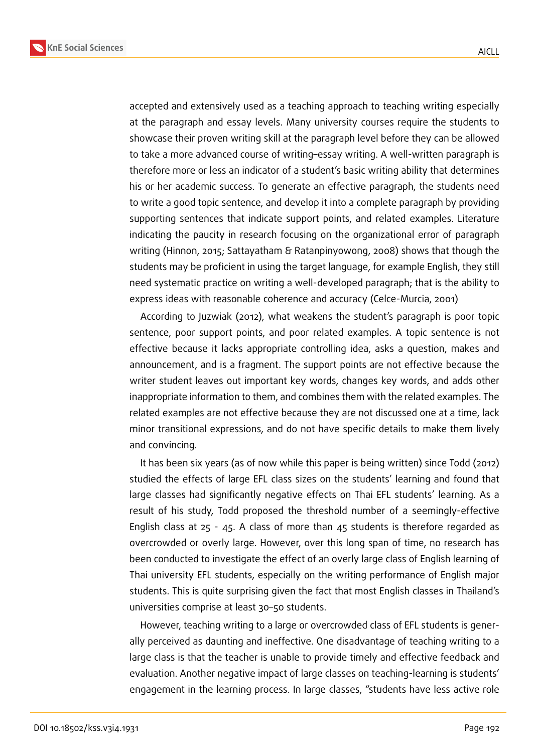accepted and extensively used as a teaching approach to teaching writing especially at the paragraph and essay levels. Many university courses require the students to showcase their proven writing skill at the paragraph level before they can be allowed to take a more advanced course of writing–essay writing. A well-written paragraph is therefore more or less an indicator of a student's basic writing ability that determines his or her academic success. To generate an effective paragraph, the students need to write a good topic sentence, and develop it into a complete paragraph by providing supporting sentences that indicate support points, and related examples. Literature indicating the paucity in research focusing on the organizational error of paragraph writing (Hinnon, 2015; Sattayatham & Ratanpinyowong, 2008) shows that though the students may be proficient in using the target language, for example English, they still need systematic practice on writing a well-developed paragraph; that is the ability to express ideas with reasonable coherence and accuracy (Celce-Murcia, 2001)

According to Juzwiak (2012), what weakens the student's paragraph is poor topic sentence, poor support points, and poor related examples. A topic sentence is not effective because it lacks appropriate controlling idea, asks a question, makes and announcement, and is a fragment. The support points are not effective because the writer student leaves out important key words, changes key words, and adds other inappropriate information to them, and combines them with the related examples. The related examples are not effective because they are not discussed one at a time, lack minor transitional expressions, and do not have specific details to make them lively and convincing.

It has been six years (as of now while this paper is being written) since Todd (2012) studied the effects of large EFL class sizes on the students' learning and found that large classes had significantly negative effects on Thai EFL students' learning. As a result of his study, Todd proposed the threshold number of a seemingly-effective English class at 25 - 45. A class of more than 45 students is therefore regarded as overcrowded or overly large. However, over this long span of time, no research has been conducted to investigate the effect of an overly large class of English learning of Thai university EFL students, especially on the writing performance of English major students. This is quite surprising given the fact that most English classes in Thailand's universities comprise at least 30–50 students.

However, teaching writing to a large or overcrowded class of EFL students is generally perceived as daunting and ineffective. One disadvantage of teaching writing to a large class is that the teacher is unable to provide timely and effective feedback and evaluation. Another negative impact of large classes on teaching-learning is students' engagement in the learning process. In large classes, "students have less active role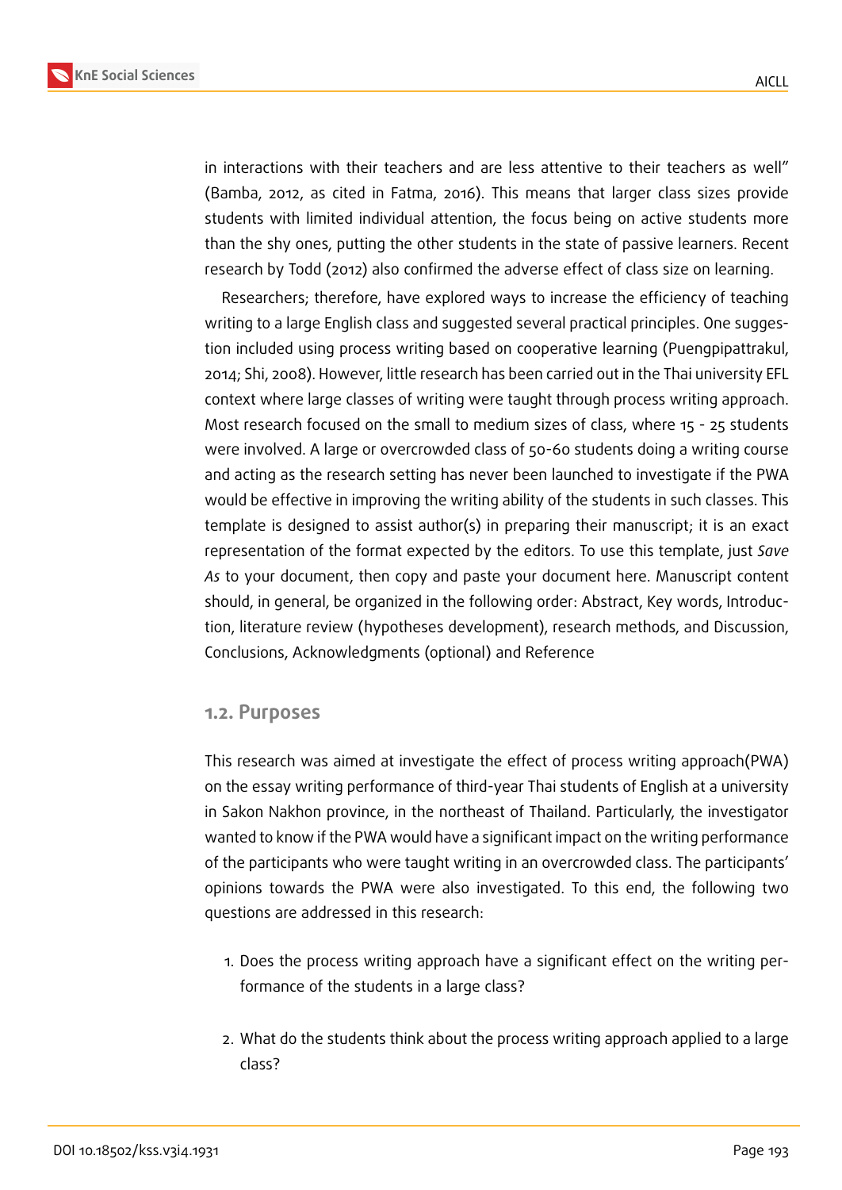in interactions with their teachers and are less attentive to their teachers as well" (Bamba, 2012, as cited in Fatma, 2016). This means that larger class sizes provide students with limited individual attention, the focus being on active students more than the shy ones, putting the other students in the state of passive learners. Recent research by Todd (2012) also confirmed the adverse effect of class size on learning.

Researchers; therefore, have explored ways to increase the efficiency of teaching writing to a large English class and suggested several practical principles. One suggestion included using process writing based on cooperative learning (Puengpipattrakul, 2014; Shi, 2008). However, little research has been carried out in the Thai university EFL context where large classes of writing were taught through process writing approach. Most research focused on the small to medium sizes of class, where 15 - 25 students were involved. A large or overcrowded class of 50-60 students doing a writing course and acting as the research setting has never been launched to investigate if the PWA would be effective in improving the writing ability of the students in such classes. This template is designed to assist author(s) in preparing their manuscript; it is an exact representation of the format expected by the editors. To use this template, just *Save As* to your document, then copy and paste your document here. Manuscript content should, in general, be organized in the following order: Abstract, Key words, Introduction, literature review (hypotheses development), research methods, and Discussion, Conclusions, Acknowledgments (optional) and Reference

### 1.2. Purposes

This research was aimed at investigate the effect of process writing approach(PWA) on the essay writing performance of third-year Thai students of English at a university in Sakon Nakhon province, in the northeast of Thailand. Particularly, the investigator wanted to know if the PWA would have a significant impact on the writing performance of the participants who were taught writing in an overcrowded class. The participants' opinions towards the PWA were also investigated. To this end, the following two questions are addressed in this research:

1. Does the process writing approach have a significant effect on the writing performance of the students in a large class?

2. What do the students think about the process writing approach applied to a large class?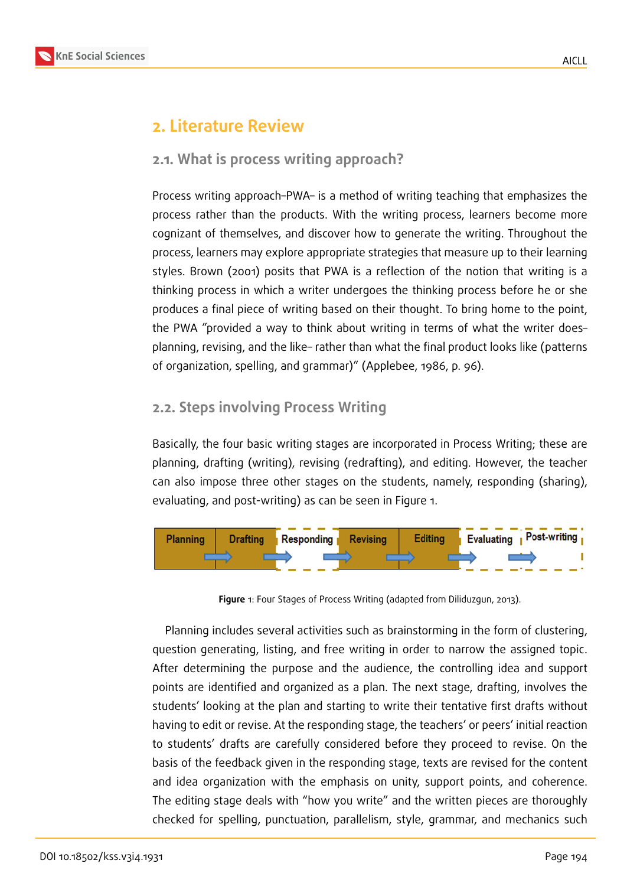## 2. Literature Review

### 2.1. What is process writing approach?

Process writing approach–PWA– is a method of writing teaching that emphasizes the process rather than the products. With the writing process, learners become more cognizant of themselves, and discover how to generate the writing. Throughout the process, learners may explore appropriate strategies that measure up to their learning styles. Brown (2001) posits that PWA is a reflection of the notion that writing is a thinking process in which a writer undergoes the thinking process before he or she produces a final piece of writing based on their thought. To bring home to the point, the PWA "provided a way to think about writing in terms of what the writer does– planning, revising, and the like– rather than what the final product looks like (patterns of organization, spelling, and grammar)" (Applebee, 1986, p. 96).

### 2.2. Steps involving Process Writing

Basically, the four basic writing stages are incorporated in Process Writing; these are planning, drafting (writing), revising (redrafting), and editing. However, the teacher can also impose three other stages on the students, namely, responding (sharing), evaluating, and post-writing) as can be seen in Figure 1.

Planning → Drafting → Responding → Revising → Editing → Evaluating → Post-writing

**Figure** 1: Four Stages of Process Writing (adapted from Diliduzgun, 2013).

Planning includes several activities such as brainstorming in the form of clustering, question generating, listing, and free writing in order to narrow the assigned topic. After determining the purpose and the audience, the controlling idea and support points are identified and organized as a plan. The next stage, drafting, involves the students' looking at the plan and starting to write their tentative first drafts without having to edit or revise. At the responding stage, the teachers' or peers' initial reaction to students' drafts are carefully considered before they proceed to revise. On the basis of the feedback given in the responding stage, texts are revised for the content and idea organization with the emphasis on unity, support points, and coherence. The editing stage deals with "how you write" and the written pieces are thoroughly checked for spelling, punctuation, parallelism, style, grammar, and mechanics such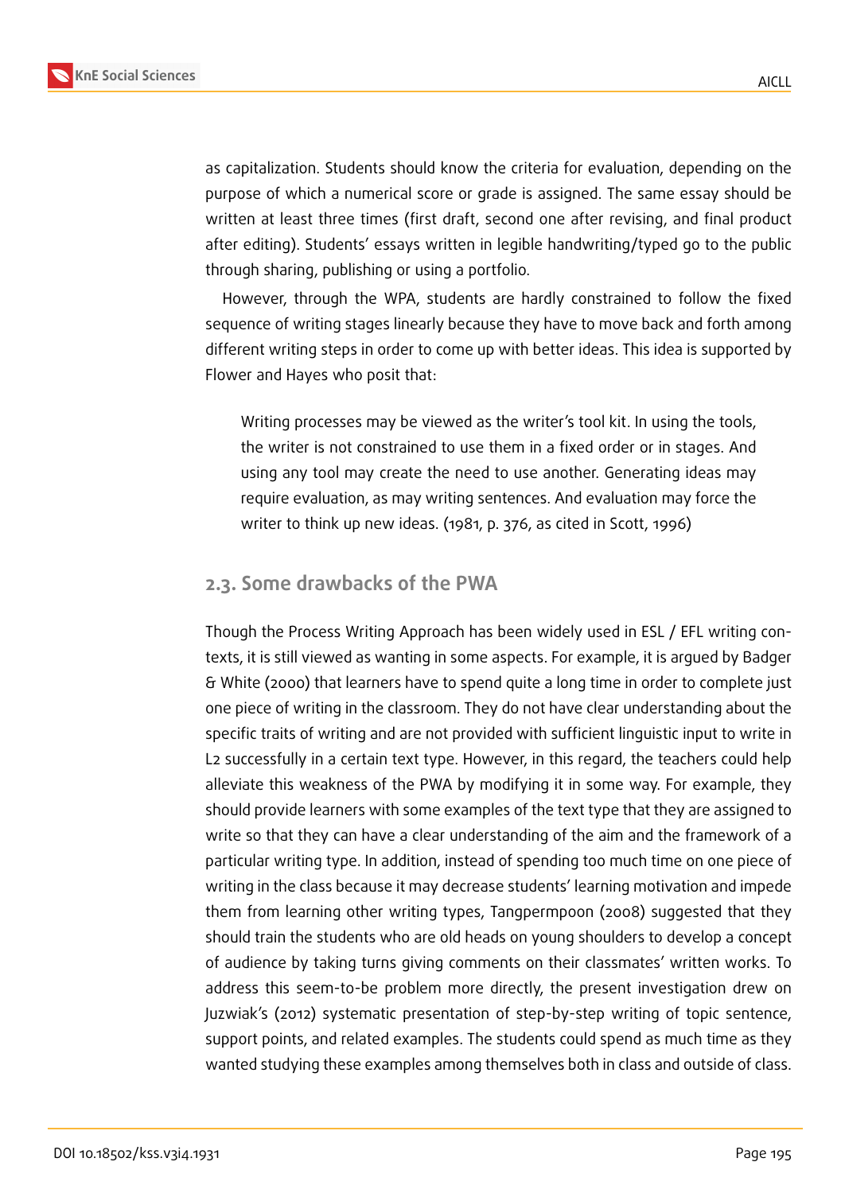as capitalization. Students should know the criteria for evaluation, depending on the purpose of which a numerical score or grade is assigned. The same essay should be written at least three times (first draft, second one after revising, and final product after editing). Students' essays written in legible handwriting/typed go to the public through sharing, publishing or using a portfolio.

However, through the WPA, students are hardly constrained to follow the fixed sequence of writing stages linearly because they have to move back and forth among different writing steps in order to come up with better ideas. This idea is supported by Flower and Hayes who posit that:

> Writing processes may be viewed as the writer's tool kit. In using the tools, the writer is not constrained to use them in a fixed order or in stages. And using any tool may create the need to use another. Generating ideas may require evaluation, as may writing sentences. And evaluation may force the writer to think up new ideas. (1981, p. 376, as cited in Scott, 1996)

## 2.3. Some drawbacks of the PWA

Though the Process Writing Approach has been widely used in ESL / EFL writing contexts, it is still viewed as wanting in some aspects. For example, it is argued by Badger & White (2000) that learners have to spend quite a long time in order to complete just one piece of writing in the classroom. They do not have clear understanding about the specific traits of writing and are not provided with sufficient linguistic input to write in L2 successfully in a certain text type. However, in this regard, the teachers could help alleviate this weakness of the PWA by modifying it in some way. For example, they should provide learners with some examples of the text type that they are assigned to write so that they can have a clear understanding of the aim and the framework of a particular writing type. In addition, instead of spending too much time on one piece of writing in the class because it may decrease students' learning motivation and impede them from learning other writing types, Tangpermpoon (2008) suggested that they should train the students who are old heads on young shoulders to develop a concept of audience by taking turns giving comments on their classmates' written works. To address this seem-to-be problem more directly, the present investigation drew on Juzwiak's (2012) systematic presentation of step-by-step writing of topic sentence, support points, and related examples. The students could spend as much time as they wanted studying these examples among themselves both in class and outside of class.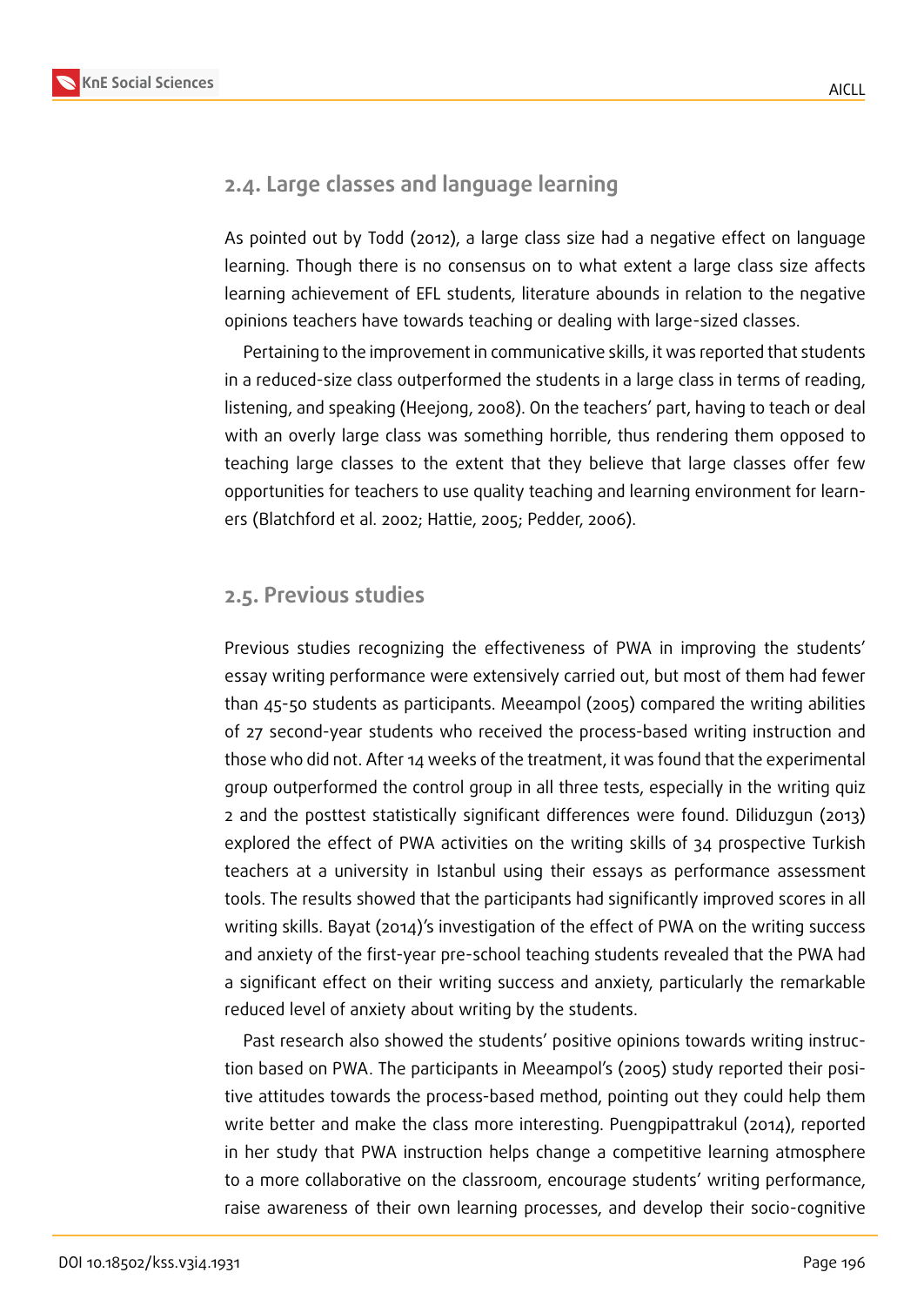## 2.4. Large classes and language learning

As pointed out by Todd (2012), a large class size had a negative effect on language learning. Though there is no consensus on to what extent a large class size affects learning achievement of EFL students, literature abounds in relation to the negative opinions teachers have towards teaching or dealing with large-sized classes.

Pertaining to the improvement in communicative skills, it was reported that students in a reduced-size class outperformed the students in a large class in terms of reading, listening, and speaking (Heejong, 2008). On the teachers' part, having to teach or deal with an overly large class was something horrible, thus rendering them opposed to teaching large classes to the extent that they believe that large classes offer few opportunities for teachers to use quality teaching and learning environment for learners (Blatchford et al. 2002; Hattie, 2005; Pedder, 2006).

## 2.5. Previous studies

Previous studies recognizing the effectiveness of PWA in improving the students' essay writing performance were extensively carried out, but most of them had fewer than 45-50 students as participants. Meeampol (2005) compared the writing abilities of 27 second-year students who received the process-based writing instruction and those who did not. After 14 weeks of the treatment, it was found that the experimental group outperformed the control group in all three tests, especially in the writing quiz 2 and the posttest statistically significant differences were found. Diliduzgun (2013) explored the effect of PWA activities on the writing skills of 34 prospective Turkish teachers at a university in Istanbul using their essays as performance assessment tools. The results showed that the participants had significantly improved scores in all writing skills. Bayat (2014)'s investigation of the effect of PWA on the writing success and anxiety of the first-year pre-school teaching students revealed that the PWA had a significant effect on their writing success and anxiety, particularly the remarkable reduced level of anxiety about writing by the students.

Past research also showed the students' positive opinions towards writing instruction based on PWA. The participants in Meeampol's (2005) study reported their positive attitudes towards the process-based method, pointing out they could help them write better and make the class more interesting. Puengpipattrakul (2014), reported in her study that PWA instruction helps change a competitive learning atmosphere to a more collaborative on the classroom, encourage students' writing performance, raise awareness of their own learning processes, and develop their socio-cognitive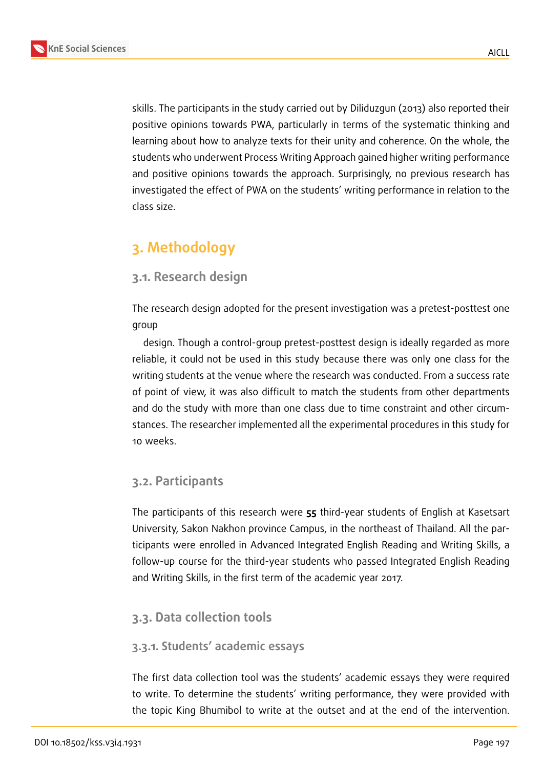skills. The participants in the study carried out by Diliduzgun (2013) also reported their positive opinions towards PWA, particularly in terms of the systematic thinking and learning about how to analyze texts for their unity and coherence. On the whole, the students who underwent Process Writing Approach gained higher writing performance and positive opinions towards the approach. Surprisingly, no previous research has investigated the effect of PWA on the students' writing performance in relation to the class size.

# 3. Methodology

## 3.1. Research design

The research design adopted for the present investigation was a pretest-posttest one group

design. Though a control-group pretest-posttest design is ideally regarded as more reliable, it could not be used in this study because there was only one class for the writing students at the venue where the research was conducted. From a success rate of point of view, it was also difficult to match the students from other departments and do the study with more than one class due to time constraint and other circumstances. The researcher implemented all the experimental procedures in this study for 10 weeks.

## 3.2. Participants

The participants of this research were **55** third-year students of English at Kasetsart University, Sakon Nakhon province Campus, in the northeast of Thailand. All the participants were enrolled in Advanced Integrated English Reading and Writing Skills, a follow-up course for the third-year students who passed Integrated English Reading and Writing Skills, in the first term of the academic year 2017.

## 3.3. Data collection tools

### 3.3.1. Students' academic essays

The first data collection tool was the students' academic essays they were required to write. To determine the students' writing performance, they were provided with the topic King Bhumibol to write at the outset and at the end of the intervention.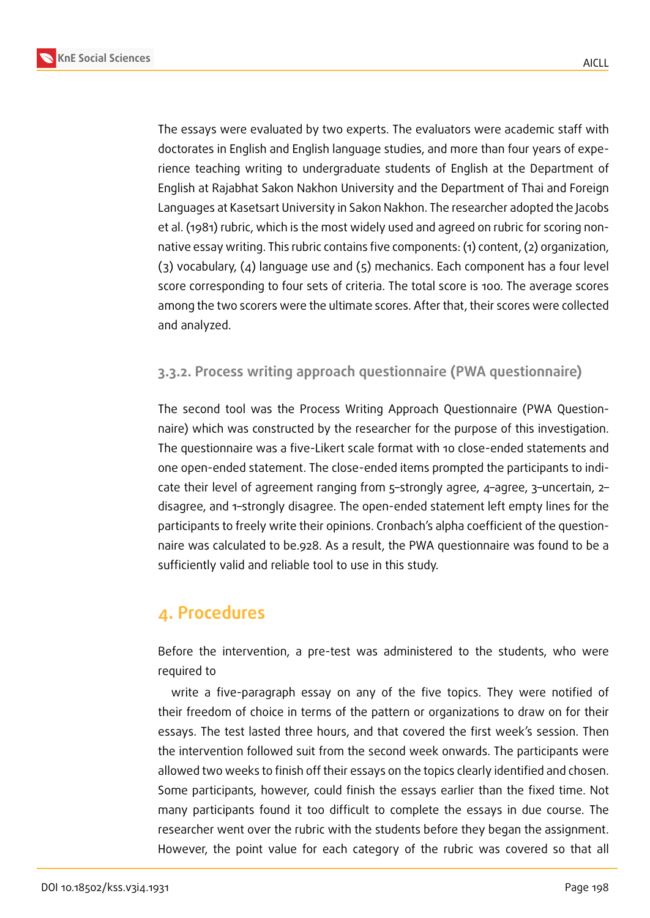The essays were evaluated by two experts. The evaluators were academic staff with doctorates in English and English language studies, and more than four years of experience teaching writing to undergraduate students of English at the Department of English at Rajabhat Sakon Nakhon University and the Department of Thai and Foreign Languages at Kasetsart University in Sakon Nakhon. The researcher adopted the Jacobs et al. (1981) rubric, which is the most widely used and agreed on rubric for scoring non-native essay writing. This rubric contains five components: (1) content, (2) organization, (3) vocabulary, (4) language use and (5) mechanics. Each component has a four level score corresponding to four sets of criteria. The total score is 100. The average scores among the two scorers were the ultimate scores. After that, their scores were collected and analyzed.

### 3.3.2. Process writing approach questionnaire (PWA questionnaire)

The second tool was the Process Writing Approach Questionnaire (PWA Questionnaire) which was constructed by the researcher for the purpose of this investigation. The questionnaire was a five-Likert scale format with 10 close-ended statements and one open-ended statement. The close-ended items prompted the participants to indicate their level of agreement ranging from 5–strongly agree, 4–agree, 3–uncertain, 2–disagree, and 1–strongly disagree. The open-ended statement left empty lines for the participants to freely write their opinions. Cronbach's alpha coefficient of the questionnaire was calculated to be.928. As a result, the PWA questionnaire was found to be a sufficiently valid and reliable tool to use in this study.

## 4. Procedures

Before the intervention, a pre-test was administered to the students, who were required to

write a five-paragraph essay on any of the five topics. They were notified of their freedom of choice in terms of the pattern or organizations to draw on for their essays. The test lasted three hours, and that covered the first week's session. Then the intervention followed suit from the second week onwards. The participants were allowed two weeks to finish off their essays on the topics clearly identified and chosen. Some participants, however, could finish the essays earlier than the fixed time. Not many participants found it too difficult to complete the essays in due course. The researcher went over the rubric with the students before they began the assignment. However, the point value for each category of the rubric was covered so that all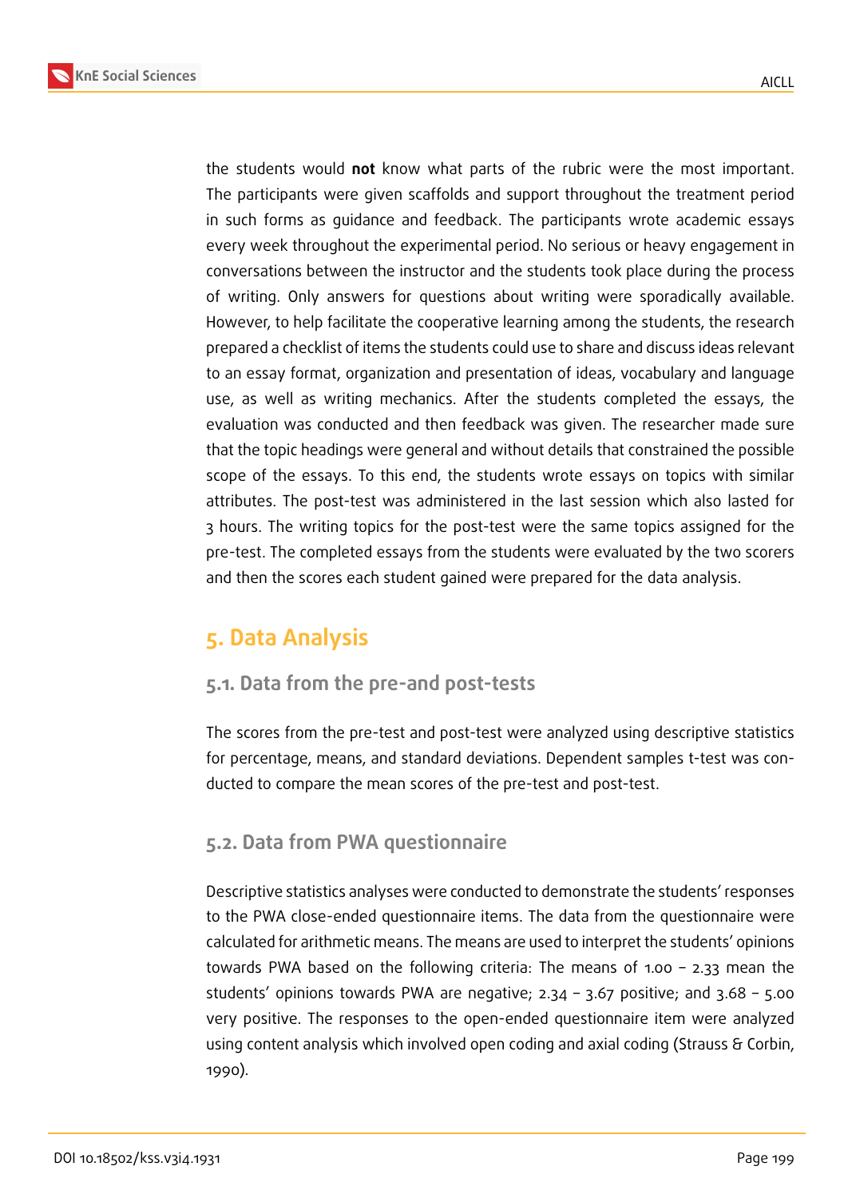the students would **not** know what parts of the rubric were the most important. The participants were given scaffolds and support throughout the treatment period in such forms as guidance and feedback. The participants wrote academic essays every week throughout the experimental period. No serious or heavy engagement in conversations between the instructor and the students took place during the process of writing. Only answers for questions about writing were sporadically available. However, to help facilitate the cooperative learning among the students, the research prepared a checklist of items the students could use to share and discuss ideas relevant to an essay format, organization and presentation of ideas, vocabulary and language use, as well as writing mechanics. After the students completed the essays, the evaluation was conducted and then feedback was given. The researcher made sure that the topic headings were general and without details that constrained the possible scope of the essays. To this end, the students wrote essays on topics with similar attributes. The post-test was administered in the last session which also lasted for 3 hours. The writing topics for the post-test were the same topics assigned for the pre-test. The completed essays from the students were evaluated by the two scorers and then the scores each student gained were prepared for the data analysis.

## 5. Data Analysis

### 5.1. Data from the pre-and post-tests

The scores from the pre-test and post-test were analyzed using descriptive statistics for percentage, means, and standard deviations. Dependent samples t-test was conducted to compare the mean scores of the pre-test and post-test.

### 5.2. Data from PWA questionnaire

Descriptive statistics analyses were conducted to demonstrate the students' responses to the PWA close-ended questionnaire items. The data from the questionnaire were calculated for arithmetic means. The means are used to interpret the students' opinions towards PWA based on the following criteria: The means of 1.00 – 2.33 mean the students' opinions towards PWA are negative; 2.34 – 3.67 positive; and 3.68 – 5.00 very positive. The responses to the open-ended questionnaire item were analyzed using content analysis which involved open coding and axial coding (Strauss & Corbin, 1990).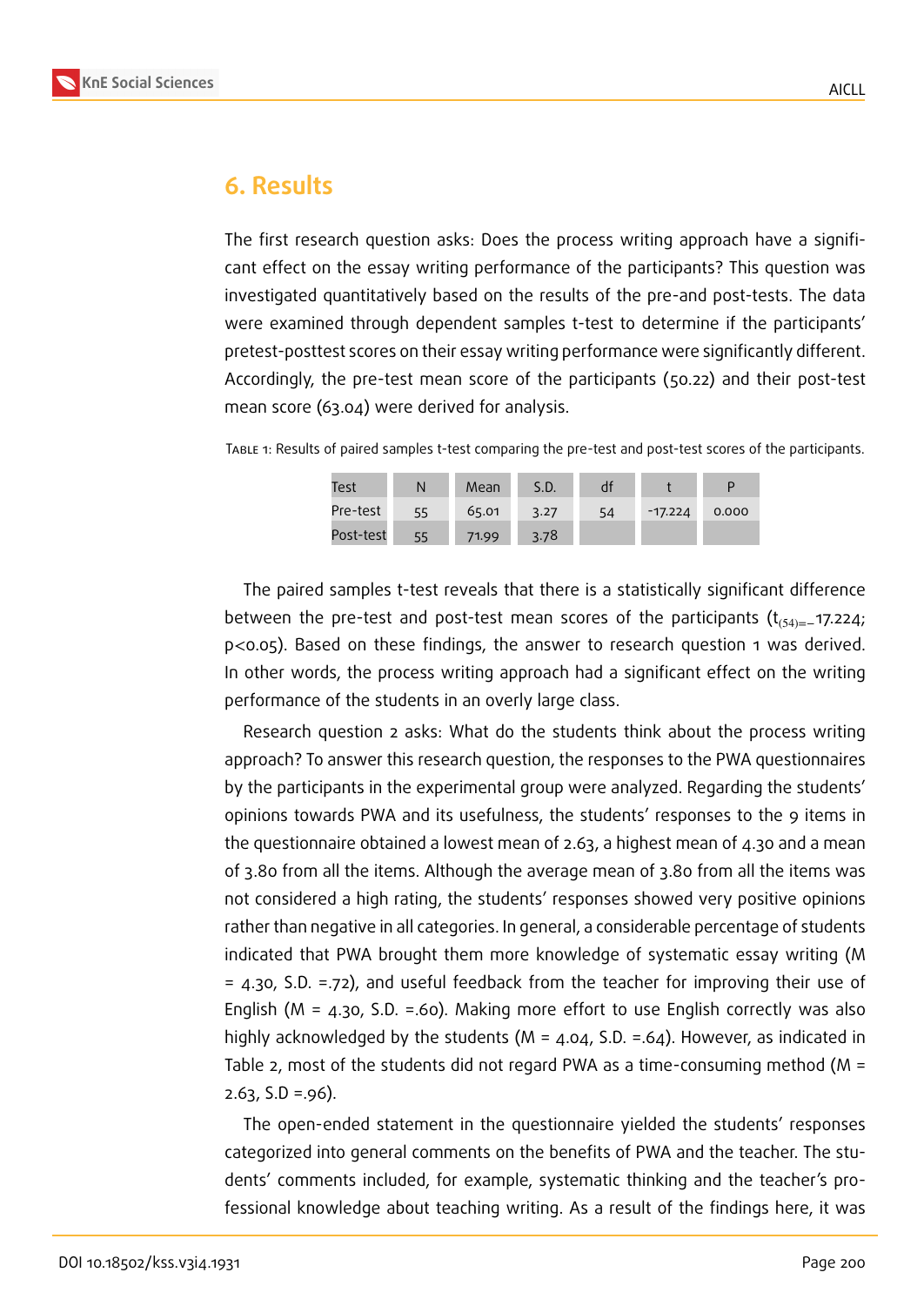## 6. Results

The first research question asks: Does the process writing approach have a significant effect on the essay writing performance of the participants? This question was investigated quantitatively based on the results of the pre-and post-tests. The data were examined through dependent samples t-test to determine if the participants' pretest-posttest scores on their essay writing performance were significantly different. Accordingly, the pre-test mean score of the participants (50.22) and their post-test mean score (63.04) were derived for analysis.

Table 1: Results of paired samples t-test comparing the pre-test and post-test scores of the participants.

| Test | N | Mean | S.D. | df | t | P |
|---|---|---|---|---|---|---|
| Pre-test | 55 | 65.01 | 3.27 | 54 | -17.224 | 0.000 |
| Post-test | 55 | 71.99 | 3.78 | | | |

The paired samples t-test reveals that there is a statistically significant difference between the pre-test and post-test mean scores of the participants ($t_{(54)=}-17.224$; $p<0.05$). Based on these findings, the answer to research question 1 was derived. In other words, the process writing approach had a significant effect on the writing performance of the students in an overly large class.

Research question 2 asks: What do the students think about the process writing approach? To answer this research question, the responses to the PWA questionnaires by the participants in the experimental group were analyzed. Regarding the students' opinions towards PWA and its usefulness, the students' responses to the 9 items in the questionnaire obtained a lowest mean of 2.63, a highest mean of 4.30 and a mean of 3.80 from all the items. Although the average mean of 3.80 from all the items was not considered a high rating, the students' responses showed very positive opinions rather than negative in all categories. In general, a considerable percentage of students indicated that PWA brought them more knowledge of systematic essay writing (M = 4.30, S.D. =.72), and useful feedback from the teacher for improving their use of English (M = 4.30, S.D. =.60). Making more effort to use English correctly was also highly acknowledged by the students (M = 4.04, S.D. =.64). However, as indicated in Table 2, most of the students did not regard PWA as a time-consuming method (M = 2.63, S.D =.96).

The open-ended statement in the questionnaire yielded the students' responses categorized into general comments on the benefits of PWA and the teacher. The students' comments included, for example, systematic thinking and the teacher's professional knowledge about teaching writing. As a result of the findings here, it was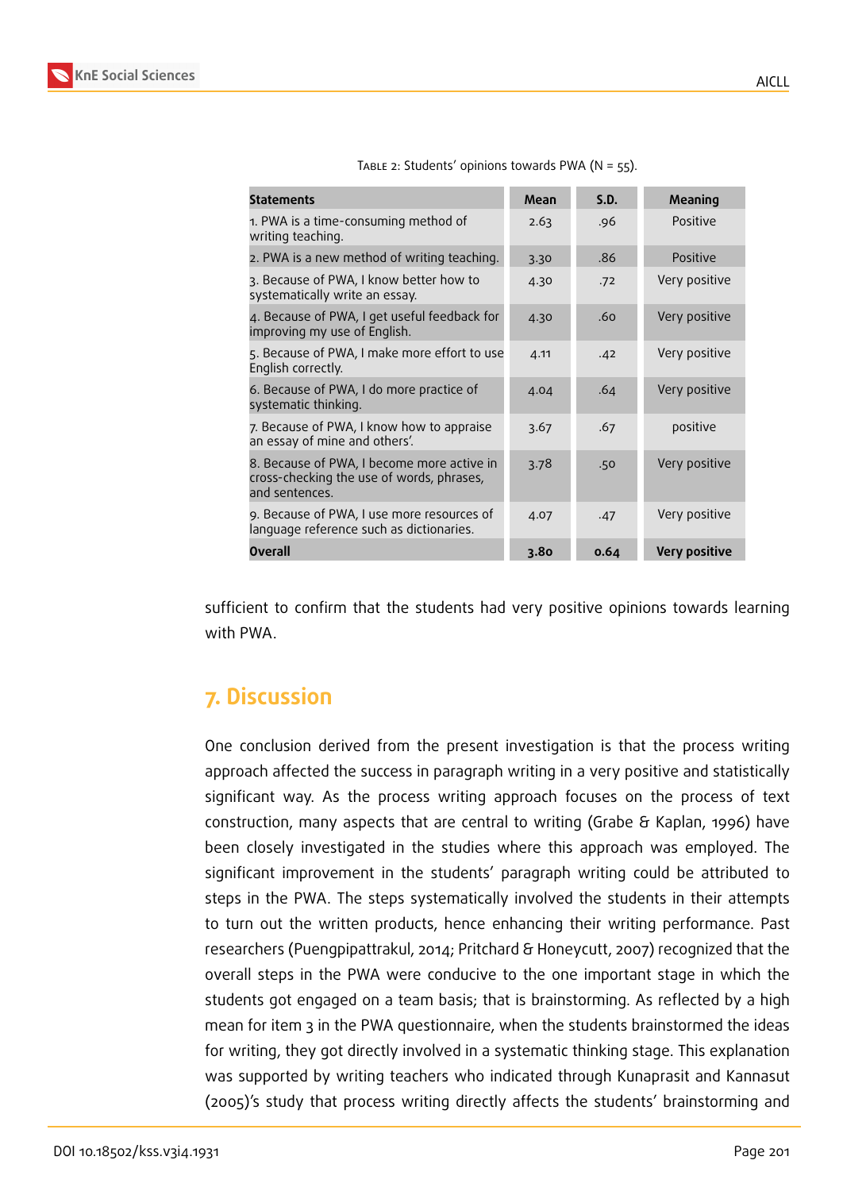Table 2: Students' opinions towards PWA (N = 55).

| Statements | Mean | S.D. | Meaning |
|---|---|---|---|
| 1. PWA is a time-consuming method of writing teaching. | 2.63 | .96 | Positive |
| 2. PWA is a new method of writing teaching. | 3.30 | .86 | Positive |
| 3. Because of PWA, I know better how to systematically write an essay. | 4.30 | .72 | Very positive |
| 4. Because of PWA, I get useful feedback for improving my use of English. | 4.30 | .60 | Very positive |
| 5. Because of PWA, I make more effort to use English correctly. | 4.11 | .42 | Very positive |
| 6. Because of PWA, I do more practice of systematic thinking. | 4.04 | .64 | Very positive |
| 7. Because of PWA, I know how to appraise an essay of mine and others'. | 3.67 | .67 | positive |
| 8. Because of PWA, I become more active in cross-checking the use of words, phrases, and sentences. | 3.78 | .50 | Very positive |
| 9. Because of PWA, I use more resources of language reference such as dictionaries. | 4.07 | .47 | Very positive |
| **Overall** | **3.80** | **0.64** | **Very positive** |

sufficient to confirm that the students had very positive opinions towards learning with PWA.

## 7. Discussion

One conclusion derived from the present investigation is that the process writing approach affected the success in paragraph writing in a very positive and statistically significant way. As the process writing approach focuses on the process of text construction, many aspects that are central to writing (Grabe & Kaplan, 1996) have been closely investigated in the studies where this approach was employed. The significant improvement in the students' paragraph writing could be attributed to steps in the PWA. The steps systematically involved the students in their attempts to turn out the written products, hence enhancing their writing performance. Past researchers (Puengpipattrakul, 2014; Pritchard & Honeycutt, 2007) recognized that the overall steps in the PWA were conducive to the one important stage in which the students got engaged on a team basis; that is brainstorming. As reflected by a high mean for item 3 in the PWA questionnaire, when the students brainstormed the ideas for writing, they got directly involved in a systematic thinking stage. This explanation was supported by writing teachers who indicated through Kunaprasit and Kannasut (2005)'s study that process writing directly affects the students' brainstorming and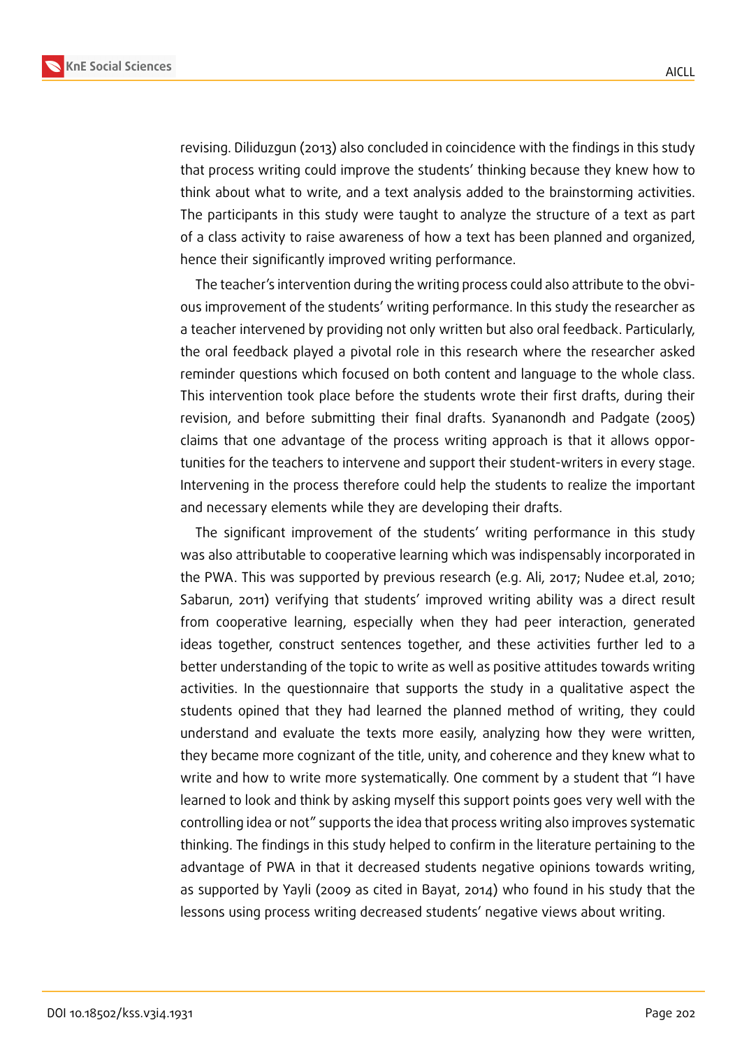revising. Diliduzgun (2013) also concluded in coincidence with the findings in this study that process writing could improve the students' thinking because they knew how to think about what to write, and a text analysis added to the brainstorming activities. The participants in this study were taught to analyze the structure of a text as part of a class activity to raise awareness of how a text has been planned and organized, hence their significantly improved writing performance.

The teacher's intervention during the writing process could also attribute to the obvious improvement of the students' writing performance. In this study the researcher as a teacher intervened by providing not only written but also oral feedback. Particularly, the oral feedback played a pivotal role in this research where the researcher asked reminder questions which focused on both content and language to the whole class. This intervention took place before the students wrote their first drafts, during their revision, and before submitting their final drafts. Syananondh and Padgate (2005) claims that one advantage of the process writing approach is that it allows opportunities for the teachers to intervene and support their student-writers in every stage. Intervening in the process therefore could help the students to realize the important and necessary elements while they are developing their drafts.

The significant improvement of the students' writing performance in this study was also attributable to cooperative learning which was indispensably incorporated in the PWA. This was supported by previous research (e.g. Ali, 2017; Nudee et.al, 2010; Sabarun, 2011) verifying that students' improved writing ability was a direct result from cooperative learning, especially when they had peer interaction, generated ideas together, construct sentences together, and these activities further led to a better understanding of the topic to write as well as positive attitudes towards writing activities. In the questionnaire that supports the study in a qualitative aspect the students opined that they had learned the planned method of writing, they could understand and evaluate the texts more easily, analyzing how they were written, they became more cognizant of the title, unity, and coherence and they knew what to write and how to write more systematically. One comment by a student that "I have learned to look and think by asking myself this support points goes very well with the controlling idea or not" supports the idea that process writing also improves systematic thinking. The findings in this study helped to confirm in the literature pertaining to the advantage of PWA in that it decreased students negative opinions towards writing, as supported by Yayli (2009 as cited in Bayat, 2014) who found in his study that the lessons using process writing decreased students' negative views about writing.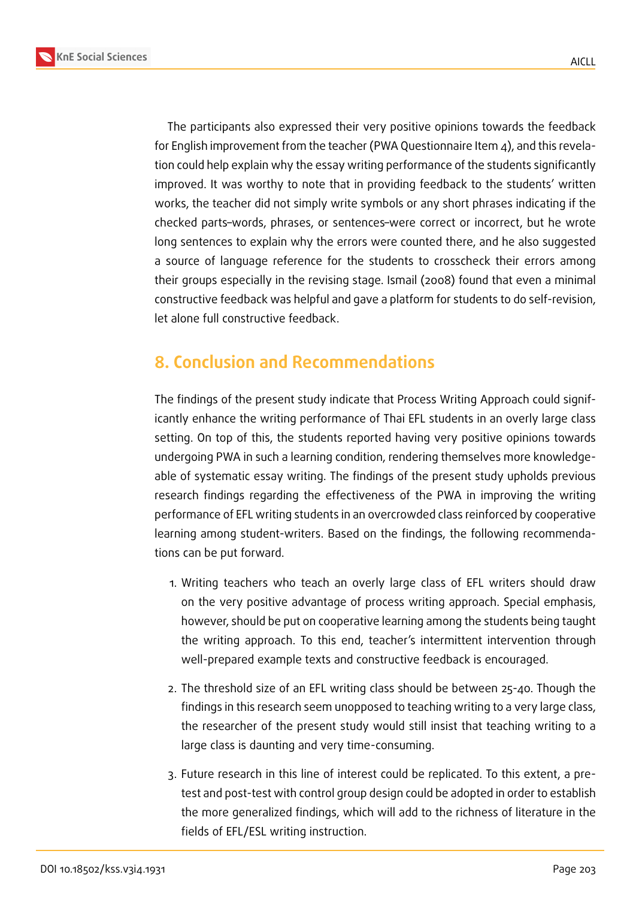The participants also expressed their very positive opinions towards the feedback for English improvement from the teacher (PWA Questionnaire Item 4), and this revelation could help explain why the essay writing performance of the students significantly improved. It was worthy to note that in providing feedback to the students' written works, the teacher did not simply write symbols or any short phrases indicating if the checked parts–words, phrases, or sentences–were correct or incorrect, but he wrote long sentences to explain why the errors were counted there, and he also suggested a source of language reference for the students to crosscheck their errors among their groups especially in the revising stage. Ismail (2008) found that even a minimal constructive feedback was helpful and gave a platform for students to do self-revision, let alone full constructive feedback.

## 8. Conclusion and Recommendations

The findings of the present study indicate that Process Writing Approach could significantly enhance the writing performance of Thai EFL students in an overly large class setting. On top of this, the students reported having very positive opinions towards undergoing PWA in such a learning condition, rendering themselves more knowledgeable of systematic essay writing. The findings of the present study upholds previous research findings regarding the effectiveness of the PWA in improving the writing performance of EFL writing students in an overcrowded class reinforced by cooperative learning among student-writers. Based on the findings, the following recommendations can be put forward.

1. Writing teachers who teach an overly large class of EFL writers should draw on the very positive advantage of process writing approach. Special emphasis, however, should be put on cooperative learning among the students being taught the writing approach. To this end, teacher's intermittent intervention through well-prepared example texts and constructive feedback is encouraged.
2. The threshold size of an EFL writing class should be between 25-40. Though the findings in this research seem unopposed to teaching writing to a very large class, the researcher of the present study would still insist that teaching writing to a large class is daunting and very time-consuming.
3. Future research in this line of interest could be replicated. To this extent, a pre-test and post-test with control group design could be adopted in order to establish the more generalized findings, which will add to the richness of literature in the fields of EFL/ESL writing instruction.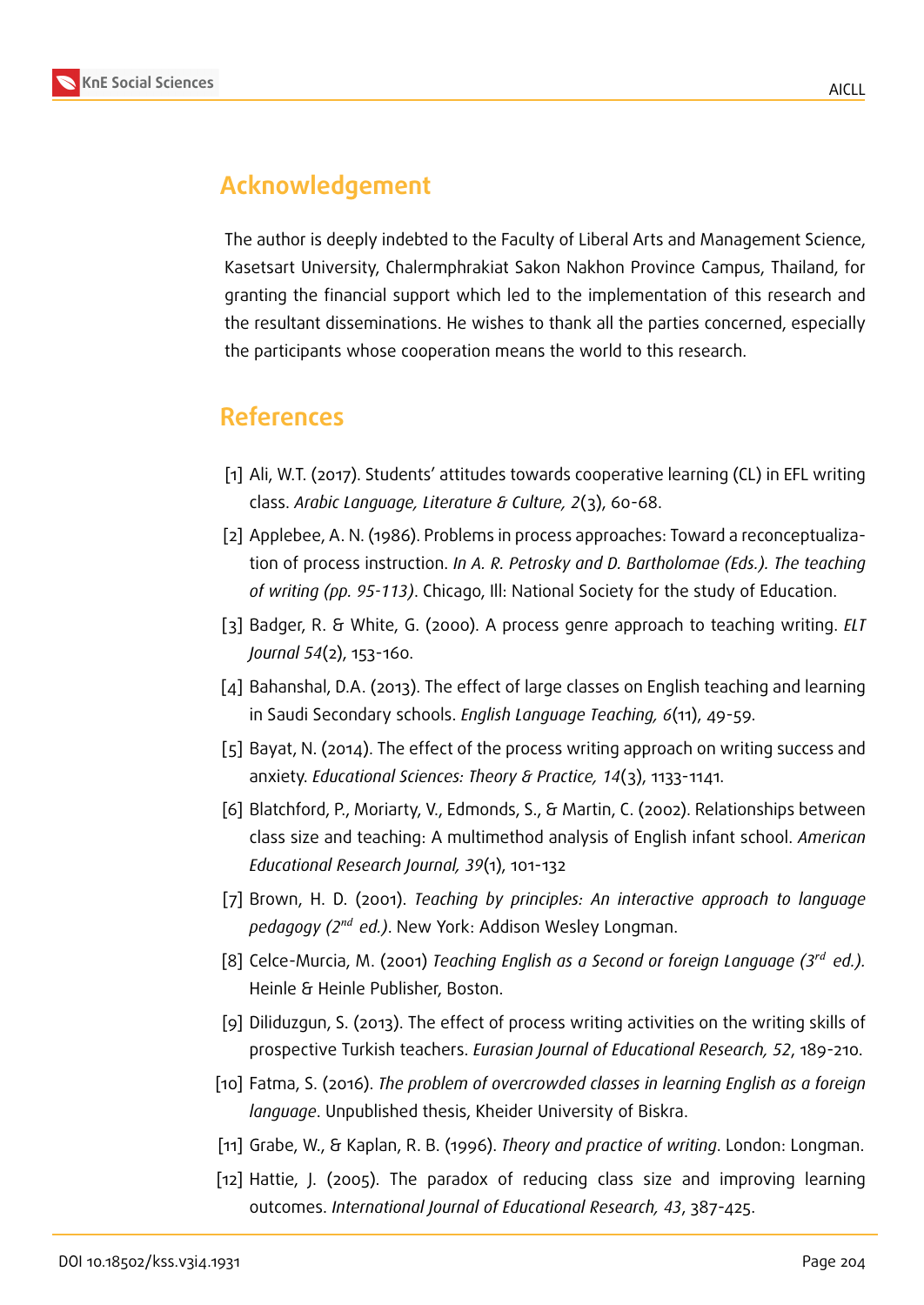## Acknowledgement

The author is deeply indebted to the Faculty of Liberal Arts and Management Science, Kasetsart University, Chalermphrakiat Sakon Nakhon Province Campus, Thailand, for granting the financial support which led to the implementation of this research and the resultant disseminations. He wishes to thank all the parties concerned, especially the participants whose cooperation means the world to this research.

## References

[1] Ali, W.T. (2017). Students' attitudes towards cooperative learning (CL) in EFL writing class. *Arabic Language, Literature & Culture, 2*(3), 60-68.

[2] Applebee, A. N. (1986). Problems in process approaches: Toward a reconceptualization of process instruction. *In A. R. Petrosky and D. Bartholomae (Eds.). The teaching of writing (pp. 95-113)*. Chicago, Ill: National Society for the study of Education.

[3] Badger, R. & White, G. (2000). A process genre approach to teaching writing. *ELT Journal 54*(2), 153-160.

[4] Bahanshal, D.A. (2013). The effect of large classes on English teaching and learning in Saudi Secondary schools. *English Language Teaching, 6*(11), 49-59.

[5] Bayat, N. (2014). The effect of the process writing approach on writing success and anxiety. *Educational Sciences: Theory & Practice, 14*(3), 1133-1141.

[6] Blatchford, P., Moriarty, V., Edmonds, S., & Martin, C. (2002). Relationships between class size and teaching: A multimethod analysis of English infant school. *American Educational Research Journal, 39*(1), 101-132

[7] Brown, H. D. (2001). *Teaching by principles: An interactive approach to language pedagogy (2nd ed.)*. New York: Addison Wesley Longman.

[8] Celce-Murcia, M. (2001) *Teaching English as a Second or foreign Language (3rd ed.)*. Heinle & Heinle Publisher, Boston.

[9] Diliduzgun, S. (2013). The effect of process writing activities on the writing skills of prospective Turkish teachers. *Eurasian Journal of Educational Research, 52*, 189-210.

[10] Fatma, S. (2016). *The problem of overcrowded classes in learning English as a foreign language*. Unpublished thesis, Kheider University of Biskra.

[11] Grabe, W., & Kaplan, R. B. (1996). *Theory and practice of writing*. London: Longman.

[12] Hattie, J. (2005). The paradox of reducing class size and improving learning outcomes. *International Journal of Educational Research, 43*, 387-425.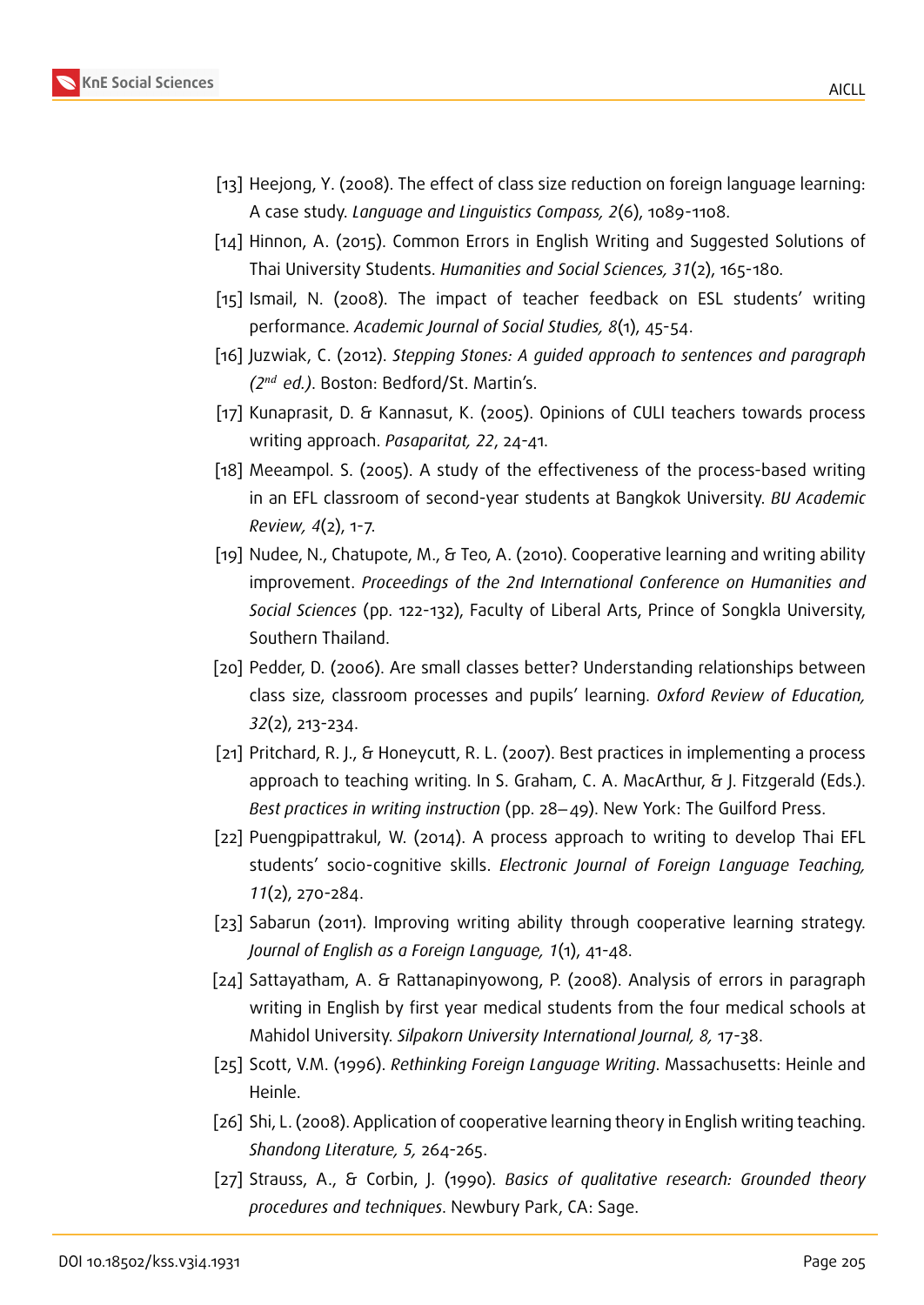[13] Heejong, Y. (2008). The effect of class size reduction on foreign language learning: A case study. *Language and Linguistics Compass, 2*(6), 1089-1108.

[14] Hinnon, A. (2015). Common Errors in English Writing and Suggested Solutions of Thai University Students. *Humanities and Social Sciences, 31*(2), 165-180.

[15] Ismail, N. (2008). The impact of teacher feedback on ESL students' writing performance. *Academic Journal of Social Studies, 8*(1), 45-54.

[16] Juzwiak, C. (2012). *Stepping Stones: A guided approach to sentences and paragraph (2nd ed.)*. Boston: Bedford/St. Martin's.

[17] Kunaprasit, D. & Kannasut, K. (2005). Opinions of CULI teachers towards process writing approach. *Pasaparitat, 22*, 24-41.

[18] Meeampol. S. (2005). A study of the effectiveness of the process-based writing in an EFL classroom of second-year students at Bangkok University. *BU Academic Review, 4*(2), 1-7.

[19] Nudee, N., Chatupote, M., & Teo, A. (2010). Cooperative learning and writing ability improvement. *Proceedings of the 2nd International Conference on Humanities and Social Sciences* (pp. 122-132), Faculty of Liberal Arts, Prince of Songkla University, Southern Thailand.

[20] Pedder, D. (2006). Are small classes better? Understanding relationships between class size, classroom processes and pupils' learning. *Oxford Review of Education, 32*(2), 213-234.

[21] Pritchard, R. J., & Honeycutt, R. L. (2007). Best practices in implementing a process approach to teaching writing. In S. Graham, C. A. MacArthur, & J. Fitzgerald (Eds.). *Best practices in writing instruction* (pp. 28–49). New York: The Guilford Press.

[22] Puengpipattrakul, W. (2014). A process approach to writing to develop Thai EFL students' socio-cognitive skills. *Electronic Journal of Foreign Language Teaching, 11*(2), 270-284.

[23] Sabarun (2011). Improving writing ability through cooperative learning strategy. *Journal of English as a Foreign Language, 1*(1), 41-48.

[24] Sattayatham, A. & Rattanapinyowong, P. (2008). Analysis of errors in paragraph writing in English by first year medical students from the four medical schools at Mahidol University. *Silpakorn University International Journal, 8,* 17-38.

[25] Scott, V.M. (1996). *Rethinking Foreign Language Writing*. Massachusetts: Heinle and Heinle.

[26] Shi, L. (2008). Application of cooperative learning theory in English writing teaching. *Shandong Literature, 5,* 264-265.

[27] Strauss, A., & Corbin, J. (1990). *Basics of qualitative research: Grounded theory procedures and techniques*. Newbury Park, CA: Sage.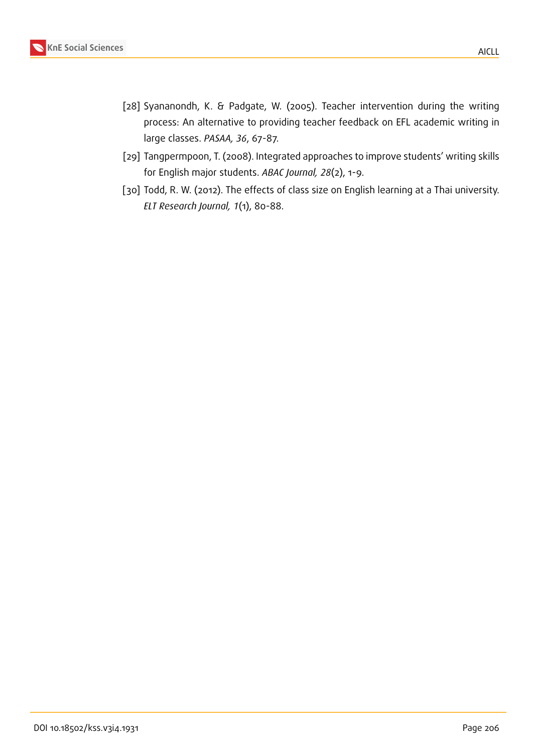[28] Syananondh, K. & Padgate, W. (2005). Teacher intervention during the writing process: An alternative to providing teacher feedback on EFL academic writing in large classes. *PASAA, 36*, 67-87.

[29] Tangpermpoon, T. (2008). Integrated approaches to improve students' writing skills for English major students. *ABAC Journal, 28*(2), 1-9.

[30] Todd, R. W. (2012). The effects of class size on English learning at a Thai university. *ELT Research Journal, 1*(1), 80-88.